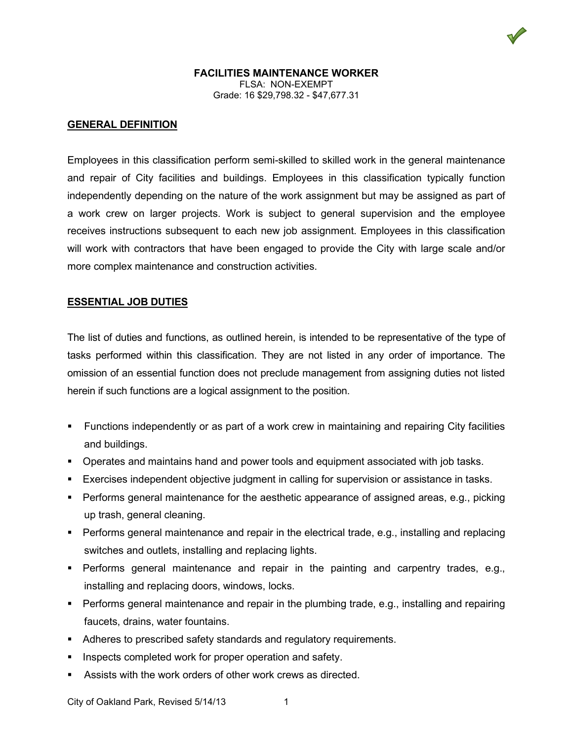# FACILITIES MAINTENANCE WORKER

FLSA: NON-EXEMPT
Grade: 16 $29,798.32 - $47,677.31

## GENERAL DEFINITION

Employees in this classification perform semi-skilled to skilled work in the general maintenance and repair of City facilities and buildings. Employees in this classification typically function independently depending on the nature of the work assignment but may be assigned as part of a work crew on larger projects. Work is subject to general supervision and the employee receives instructions subsequent to each new job assignment. Employees in this classification will work with contractors that have been engaged to provide the City with large scale and/or more complex maintenance and construction activities.

## ESSENTIAL JOB DUTIES

The list of duties and functions, as outlined herein, is intended to be representative of the type of tasks performed within this classification. They are not listed in any order of importance. The omission of an essential function does not preclude management from assigning duties not listed herein if such functions are a logical assignment to the position.

- Functions independently or as part of a work crew in maintaining and repairing City facilities and buildings.
- Operates and maintains hand and power tools and equipment associated with job tasks.
- Exercises independent objective judgment in calling for supervision or assistance in tasks.
- Performs general maintenance for the aesthetic appearance of assigned areas, e.g., picking up trash, general cleaning.
- Performs general maintenance and repair in the electrical trade, e.g., installing and replacing switches and outlets, installing and replacing lights.
- Performs general maintenance and repair in the painting and carpentry trades, e.g., installing and replacing doors, windows, locks.
- Performs general maintenance and repair in the plumbing trade, e.g., installing and repairing faucets, drains, water fountains.
- Adheres to prescribed safety standards and regulatory requirements.
- Inspects completed work for proper operation and safety.
- Assists with the work orders of other work crews as directed.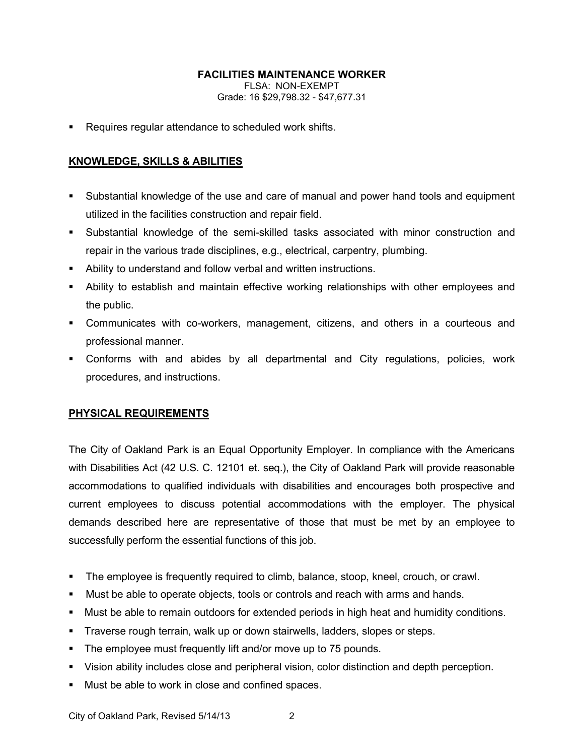**FACILITIES MAINTENANCE WORKER**
FLSA: NON-EXEMPT
Grade: 16 $29,798.32 - $47,677.31

- Requires regular attendance to scheduled work shifts.

## KNOWLEDGE, SKILLS & ABILITIES

- Substantial knowledge of the use and care of manual and power hand tools and equipment utilized in the facilities construction and repair field.
- Substantial knowledge of the semi-skilled tasks associated with minor construction and repair in the various trade disciplines, e.g., electrical, carpentry, plumbing.
- Ability to understand and follow verbal and written instructions.
- Ability to establish and maintain effective working relationships with other employees and the public.
- Communicates with co-workers, management, citizens, and others in a courteous and professional manner.
- Conforms with and abides by all departmental and City regulations, policies, work procedures, and instructions.

## PHYSICAL REQUIREMENTS

The City of Oakland Park is an Equal Opportunity Employer. In compliance with the Americans with Disabilities Act (42 U.S. C. 12101 et. seq.), the City of Oakland Park will provide reasonable accommodations to qualified individuals with disabilities and encourages both prospective and current employees to discuss potential accommodations with the employer. The physical demands described here are representative of those that must be met by an employee to successfully perform the essential functions of this job.

- The employee is frequently required to climb, balance, stoop, kneel, crouch, or crawl.
- Must be able to operate objects, tools or controls and reach with arms and hands.
- Must be able to remain outdoors for extended periods in high heat and humidity conditions.
- Traverse rough terrain, walk up or down stairwells, ladders, slopes or steps.
- The employee must frequently lift and/or move up to 75 pounds.
- Vision ability includes close and peripheral vision, color distinction and depth perception.
- Must be able to work in close and confined spaces.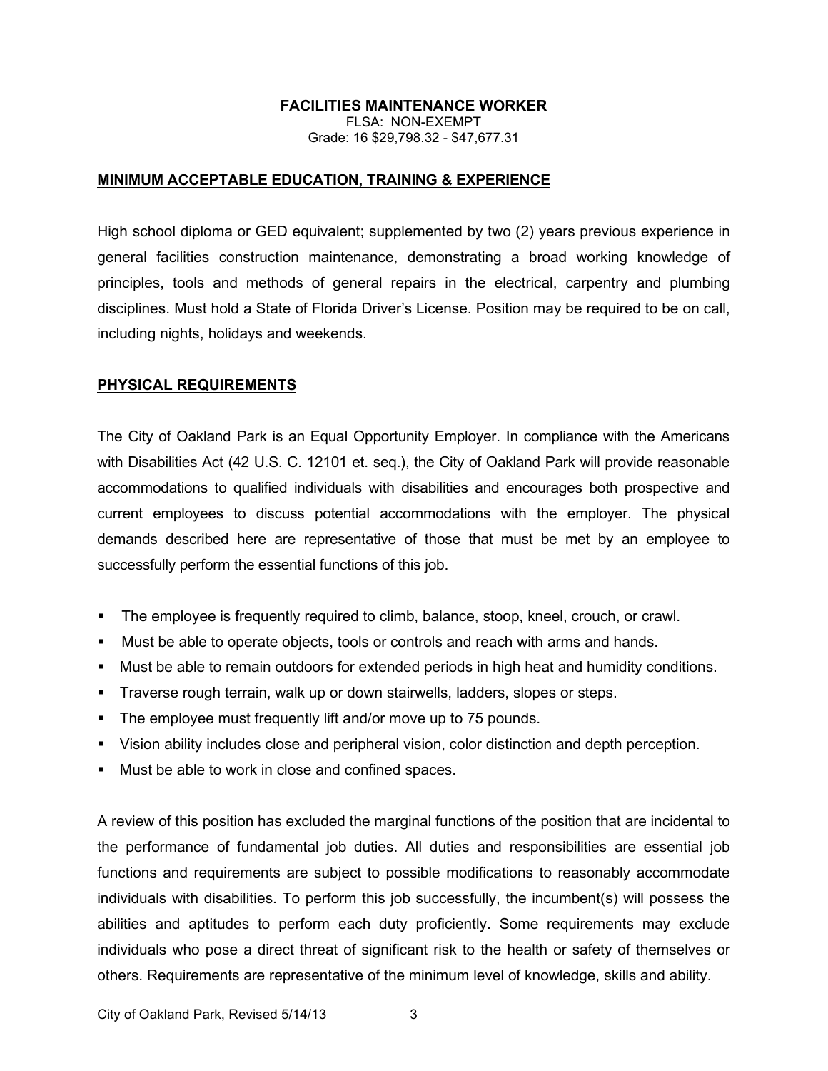**FACILITIES MAINTENANCE WORKER**
FLSA: NON-EXEMPT
Grade: 16 $29,798.32 - $47,677.31

## MINIMUM ACCEPTABLE EDUCATION, TRAINING & EXPERIENCE

High school diploma or GED equivalent; supplemented by two (2) years previous experience in general facilities construction maintenance, demonstrating a broad working knowledge of principles, tools and methods of general repairs in the electrical, carpentry and plumbing disciplines. Must hold a State of Florida Driver's License. Position may be required to be on call, including nights, holidays and weekends.

## PHYSICAL REQUIREMENTS

The City of Oakland Park is an Equal Opportunity Employer. In compliance with the Americans with Disabilities Act (42 U.S. C. 12101 et. seq.), the City of Oakland Park will provide reasonable accommodations to qualified individuals with disabilities and encourages both prospective and current employees to discuss potential accommodations with the employer. The physical demands described here are representative of those that must be met by an employee to successfully perform the essential functions of this job.

- The employee is frequently required to climb, balance, stoop, kneel, crouch, or crawl.
- Must be able to operate objects, tools or controls and reach with arms and hands.
- Must be able to remain outdoors for extended periods in high heat and humidity conditions.
- Traverse rough terrain, walk up or down stairwells, ladders, slopes or steps.
- The employee must frequently lift and/or move up to 75 pounds.
- Vision ability includes close and peripheral vision, color distinction and depth perception.
- Must be able to work in close and confined spaces.

A review of this position has excluded the marginal functions of the position that are incidental to the performance of fundamental job duties. All duties and responsibilities are essential job functions and requirements are subject to possible modifications to reasonably accommodate individuals with disabilities. To perform this job successfully, the incumbent(s) will possess the abilities and aptitudes to perform each duty proficiently. Some requirements may exclude individuals who pose a direct threat of significant risk to the health or safety of themselves or others. Requirements are representative of the minimum level of knowledge, skills and ability.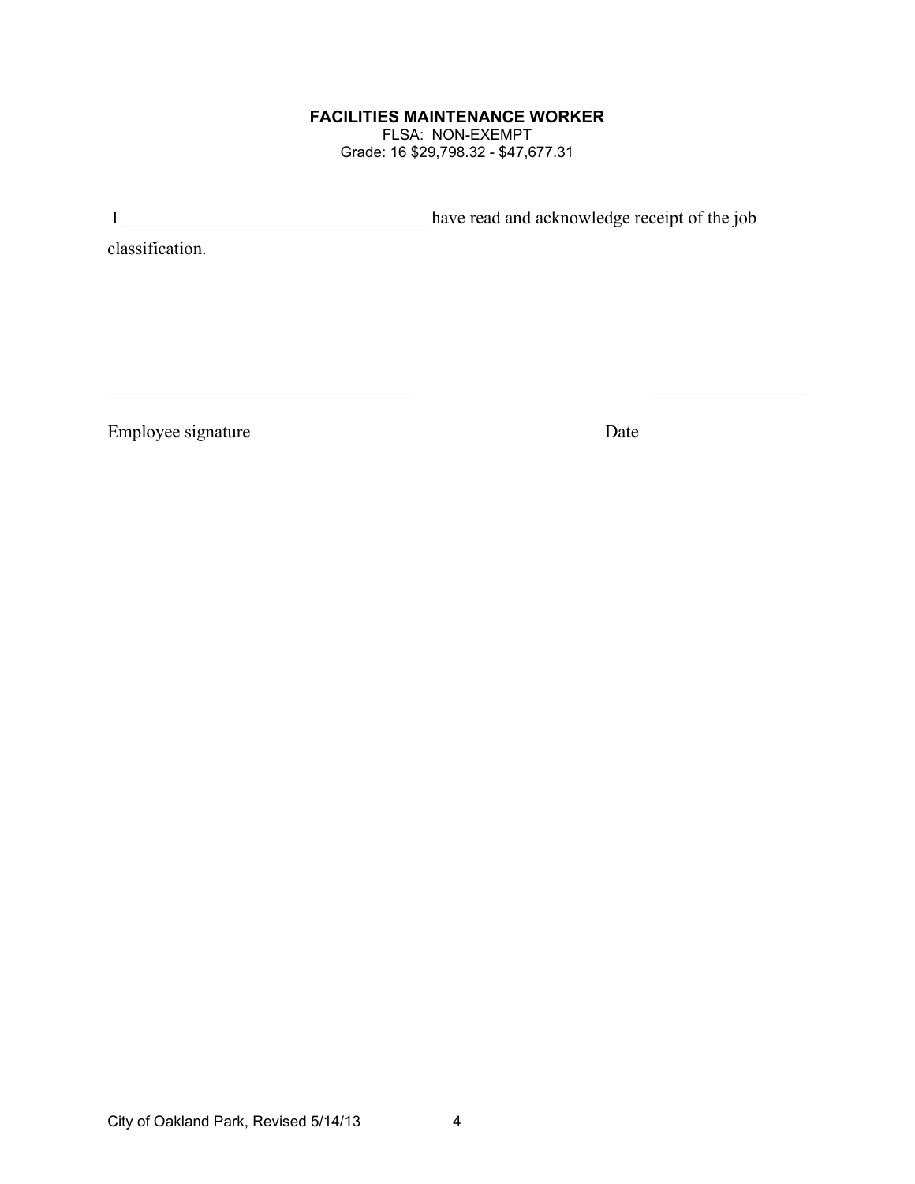**FACILITIES MAINTENANCE WORKER**

FLSA: NON-EXEMPT

Grade: 16 $29,798.32 - $47,677.31

I ___________________________________ have read and acknowledge receipt of the job classification.

___________________________________ _________________

Employee signature Date